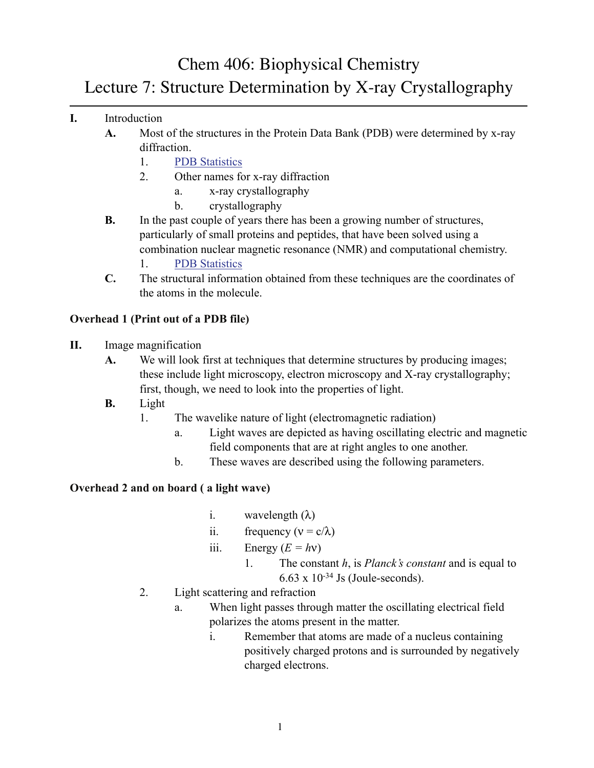# Chem 406: Biophysical Chemistry
## Lecture 7: Structure Determination by X-ray Crystallography

**I.** Introduction

- **A.** Most of the structures in the Protein Data Bank (PDB) were determined by x-ray diffraction.
  1. PDB Statistics
  2. Other names for x-ray diffraction
     - a. x-ray crystallography
     - b. crystallography
- **B.** In the past couple of years there has been a growing number of structures, particularly of small proteins and peptides, that have been solved using a combination nuclear magnetic resonance (NMR) and computational chemistry.
  1. PDB Statistics
- **C.** The structural information obtained from these techniques are the coordinates of the atoms in the molecule.

**Overhead 1 (Print out of a PDB file)**

**II.** Image magnification

- **A.** We will look first at techniques that determine structures by producing images; these include light microscopy, electron microscopy and X-ray crystallography; first, though, we need to look into the properties of light.
- **B.** Light
  1. The wavelike nature of light (electromagnetic radiation)
     - a. Light waves are depicted as having oscillating electric and magnetic field components that are at right angles to one another.
     - b. These waves are described using the following parameters.

**Overhead 2 and on board ( a light wave)**

- i. wavelength ($\lambda$)
- ii. frequency ($\nu = c/\lambda$)
- iii. Energy ($E = h\nu$)
  1. The constant $h$, is *Planck's constant* and is equal to $6.63 \times 10^{-34}$ Js (Joule-seconds).

2. Light scattering and refraction
   - a. When light passes through matter the oscillating electrical field polarizes the atoms present in the matter.
     - i. Remember that atoms are made of a nucleus containing positively charged protons and is surrounded by negatively charged electrons.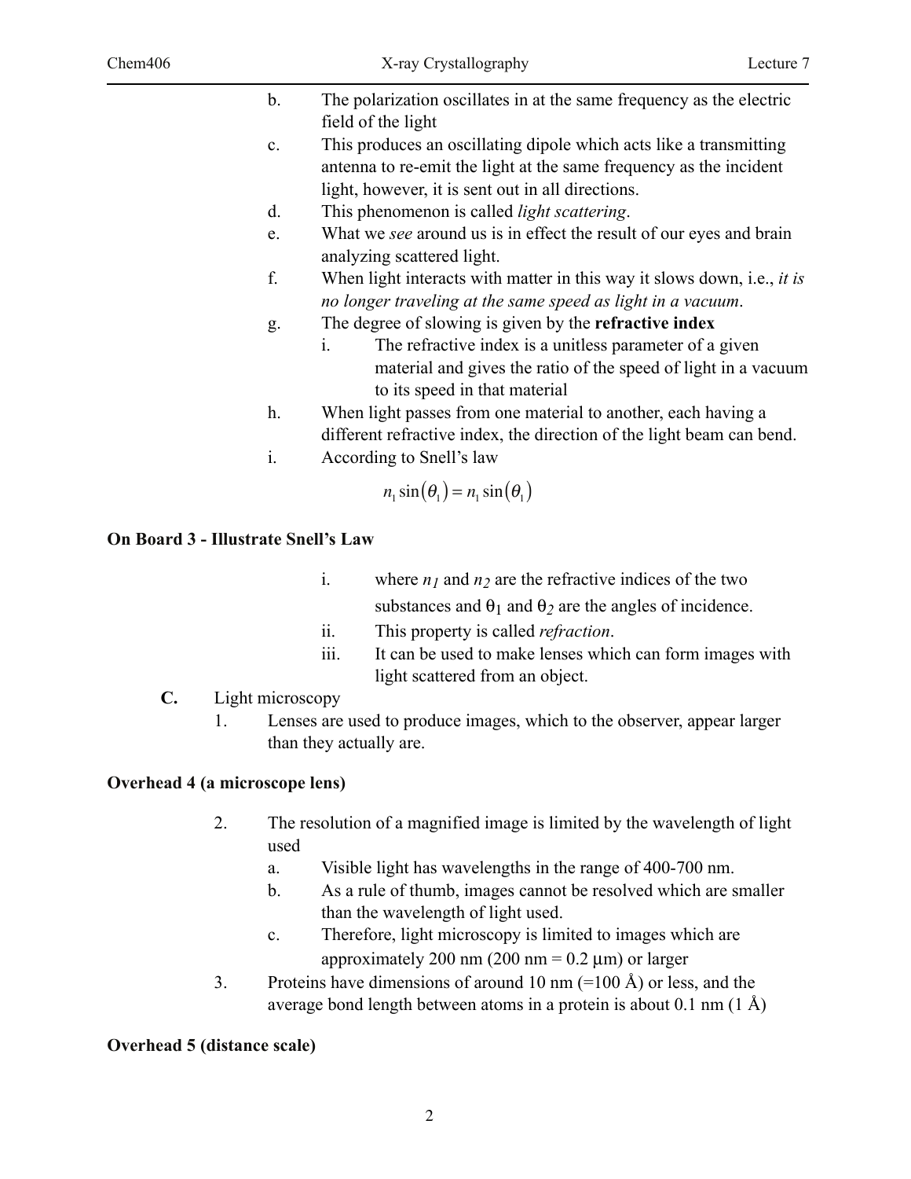b. The polarization oscillates in at the same frequency as the electric field of the light

c. This produces an oscillating dipole which acts like a transmitting antenna to re-emit the light at the same frequency as the incident light, however, it is sent out in all directions.

d. This phenomenon is called *light scattering*.

e. What we *see* around us is in effect the result of our eyes and brain analyzing scattered light.

f. When light interacts with matter in this way it slows down, i.e., *it is no longer traveling at the same speed as light in a vacuum*.

g. The degree of slowing is given by the **refractive index**

   i. The refractive index is a unitless parameter of a given material and gives the ratio of the speed of light in a vacuum to its speed in that material

h. When light passes from one material to another, each having a different refractive index, the direction of the light beam can bend.

i. According to Snell's law

$$n_1 \sin(\theta_1) = n_1 \sin(\theta_1)$$

**On Board 3 - Illustrate Snell's Law**

   i. where $n_1$ and $n_2$ are the refractive indices of the two substances and $\theta_1$ and $\theta_2$ are the angles of incidence.

   ii. This property is called *refraction*.

   iii. It can be used to make lenses which can form images with light scattered from an object.

**C.** Light microscopy

1. Lenses are used to produce images, which to the observer, appear larger than they actually are.

**Overhead 4 (a microscope lens)**

2. The resolution of a magnified image is limited by the wavelength of light used

   a. Visible light has wavelengths in the range of 400-700 nm.

   b. As a rule of thumb, images cannot be resolved which are smaller than the wavelength of light used.

   c. Therefore, light microscopy is limited to images which are approximately 200 nm (200 nm = 0.2 μm) or larger

3. Proteins have dimensions of around 10 nm (=100 Å) or less, and the average bond length between atoms in a protein is about 0.1 nm (1 Å)

**Overhead 5 (distance scale)**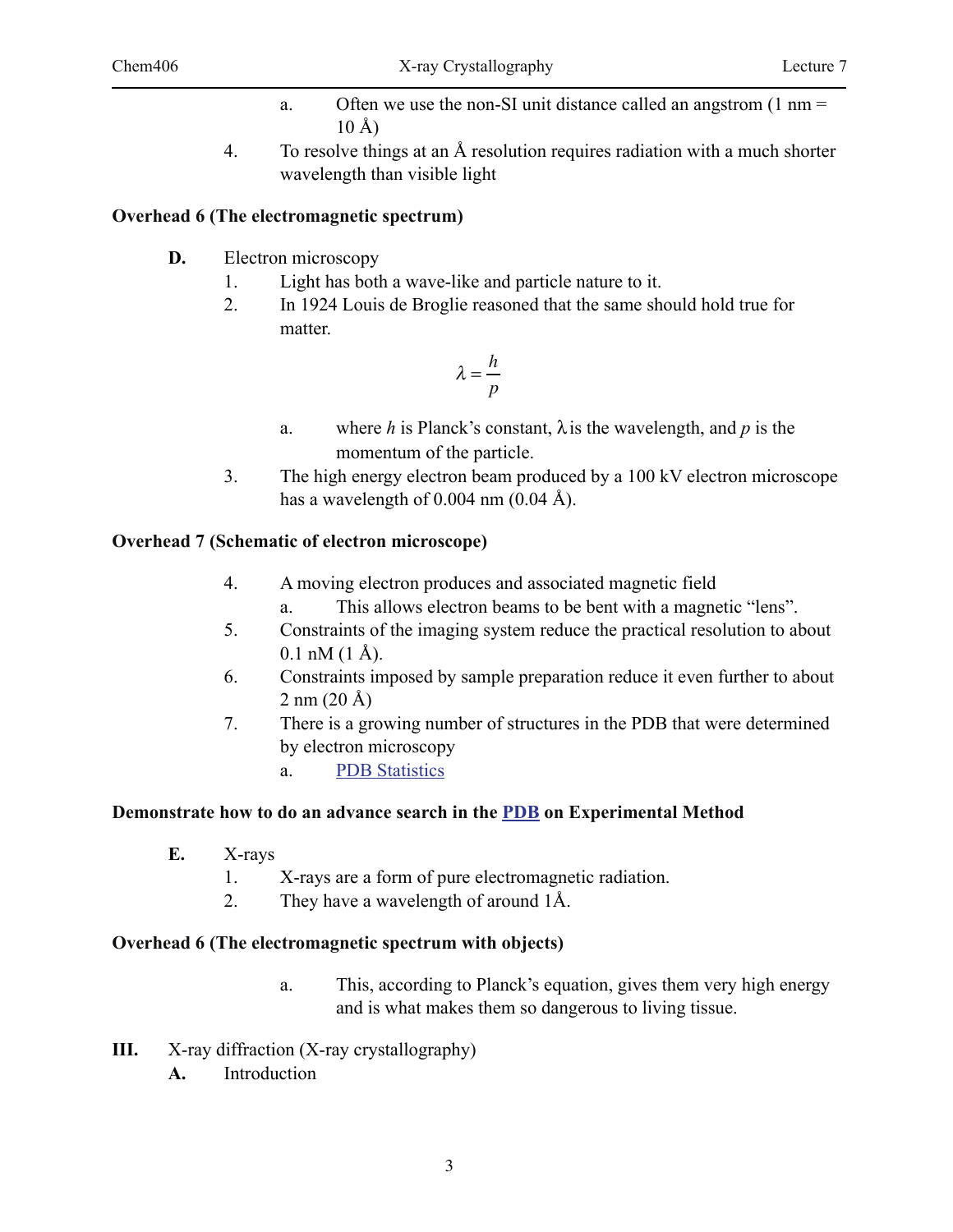a. Often we use the non-SI unit distance called an angstrom (1 nm = 10 Å)

4. To resolve things at an Å resolution requires radiation with a much shorter wavelength than visible light

**Overhead 6 (The electromagnetic spectrum)**

**D.** Electron microscopy

1. Light has both a wave-like and particle nature to it.
2. In 1924 Louis de Broglie reasoned that the same should hold true for matter.

$$\lambda = \frac{h}{p}$$

   a. where $h$ is Planck's constant, $\lambda$ is the wavelength, and $p$ is the momentum of the particle.

3. The high energy electron beam produced by a 100 kV electron microscope has a wavelength of 0.004 nm (0.04 Å).

**Overhead 7 (Schematic of electron microscope)**

4. A moving electron produces and associated magnetic field
   a. This allows electron beams to be bent with a magnetic "lens".
5. Constraints of the imaging system reduce the practical resolution to about 0.1 nM (1 Å).
6. Constraints imposed by sample preparation reduce it even further to about 2 nm (20 Å)
7. There is a growing number of structures in the PDB that were determined by electron microscopy
   a. PDB Statistics

**Demonstrate how to do an advance search in the PDB on Experimental Method**

**E.** X-rays

1. X-rays are a form of pure electromagnetic radiation.
2. They have a wavelength of around 1Å.

**Overhead 6 (The electromagnetic spectrum with objects)**

   a. This, according to Planck's equation, gives them very high energy and is what makes them so dangerous to living tissue.

**III.** X-ray diffraction (X-ray crystallography)

**A.** Introduction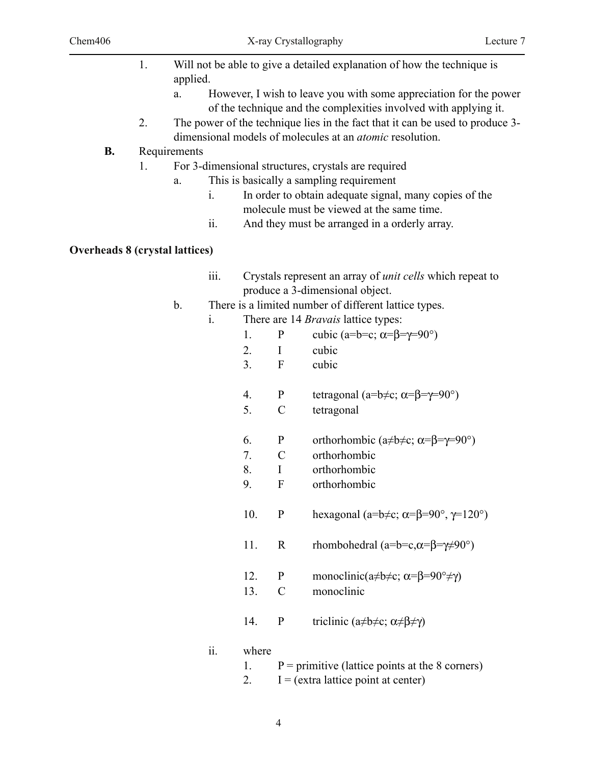1. Will not be able to give a detailed explanation of how the technique is applied.
   a. However, I wish to leave you with some appreciation for the power of the technique and the complexities involved with applying it.
2. The power of the technique lies in the fact that it can be used to produce 3-dimensional models of molecules at an *atomic* resolution.

**B.** Requirements

1. For 3-dimensional structures, crystals are required
   a. This is basically a sampling requirement
      i. In order to obtain adequate signal, many copies of the molecule must be viewed at the same time.
      ii. And they must be arranged in a orderly array.

**Overheads 8 (crystal lattices)**

      iii. Crystals represent an array of *unit cells* which repeat to produce a 3-dimensional object.

   b. There is a limited number of different lattice types.
      i. There are 14 *Bravais* lattice types:
         1. P cubic (a=b=c; $\alpha=\beta=\gamma=90°$)
         2. I cubic
         3. F cubic

         4. P tetragonal (a=b≠c; $\alpha=\beta=\gamma=90°$)
         5. C tetragonal

         6. P orthorhombic (a≠b≠c; $\alpha=\beta=\gamma=90°$)
         7. C orthorhombic
         8. I orthorhombic
         9. F orthorhombic

         10. P hexagonal (a=b≠c; $\alpha=\beta=90°$, $\gamma=120°$)

         11. R rhombohedral (a=b=c,$\alpha=\beta=\gamma\neq90°$)

         12. P monoclinic(a≠b≠c; $\alpha=\beta=90°\neq\gamma$)
         13. C monoclinic

         14. P triclinic (a≠b≠c; $\alpha\neq\beta\neq\gamma$)

      ii. where
         1. P = primitive (lattice points at the 8 corners)
         2. I = (extra lattice point at center)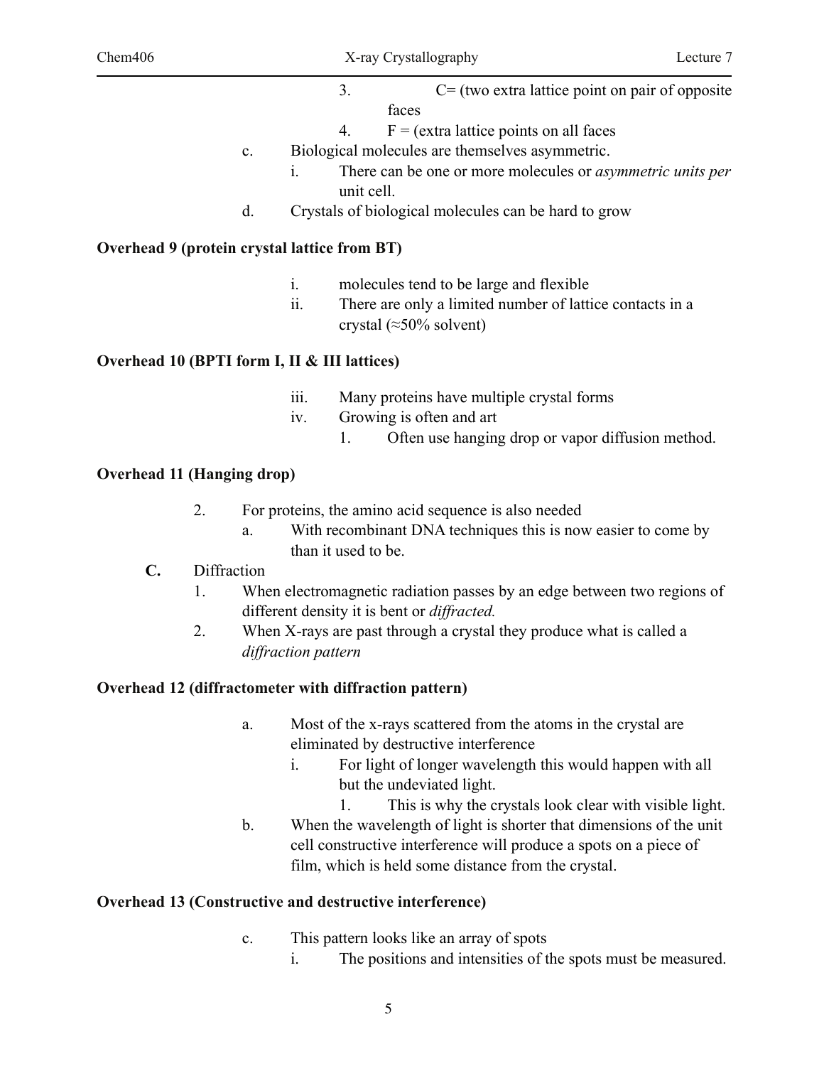3. C= (two extra lattice point on pair of opposite faces
4. F = (extra lattice points on all faces

c. Biological molecules are themselves asymmetric.
   i. There can be one or more molecules or *asymmetric units per* unit cell.

d. Crystals of biological molecules can be hard to grow

**Overhead 9 (protein crystal lattice from BT)**

i. molecules tend to be large and flexible
ii. There are only a limited number of lattice contacts in a crystal (≈50% solvent)

**Overhead 10 (BPTI form I, II & III lattices)**

iii. Many proteins have multiple crystal forms
iv. Growing is often and art
   1. Often use hanging drop or vapor diffusion method.

**Overhead 11 (Hanging drop)**

2. For proteins, the amino acid sequence is also needed
   a. With recombinant DNA techniques this is now easier to come by than it used to be.

**C.** Diffraction

1. When electromagnetic radiation passes by an edge between two regions of different density it is bent or *diffracted.*
2. When X-rays are past through a crystal they produce what is called a *diffraction pattern*

**Overhead 12 (diffractometer with diffraction pattern)**

a. Most of the x-rays scattered from the atoms in the crystal are eliminated by destructive interference
   i. For light of longer wavelength this would happen with all but the undeviated light.
      1. This is why the crystals look clear with visible light.

b. When the wavelength of light is shorter that dimensions of the unit cell constructive interference will produce a spots on a piece of film, which is held some distance from the crystal.

**Overhead 13 (Constructive and destructive interference)**

c. This pattern looks like an array of spots
   i. The positions and intensities of the spots must be measured.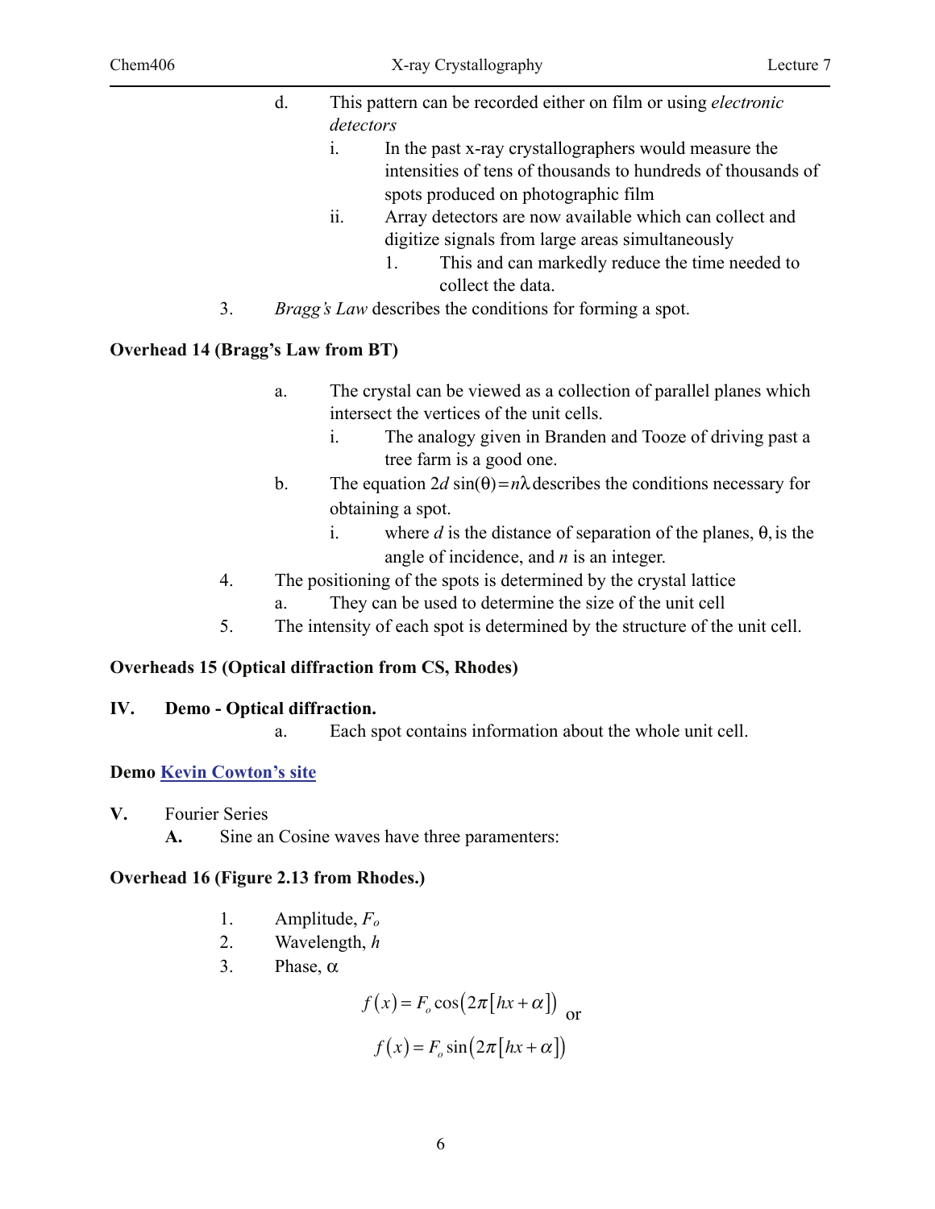d. This pattern can be recorded either on film or using *electronic detectors*

   i. In the past x-ray crystallographers would measure the intensities of tens of thousands to hundreds of thousands of spots produced on photographic film

   ii. Array detectors are now available which can collect and digitize signals from large areas simultaneously

      1. This and can markedly reduce the time needed to collect the data.

3. *Bragg's Law* describes the conditions for forming a spot.

**Overhead 14 (Bragg's Law from BT)**

   a. The crystal can be viewed as a collection of parallel planes which intersect the vertices of the unit cells.

      i. The analogy given in Branden and Tooze of driving past a tree farm is a good one.

   b. The equation $2d\sin(\theta) = n\lambda$ describes the conditions necessary for obtaining a spot.

      i. where $d$ is the distance of separation of the planes, $\theta$, is the angle of incidence, and $n$ is an integer.

4. The positioning of the spots is determined by the crystal lattice

   a. They can be used to determine the size of the unit cell

5. The intensity of each spot is determined by the structure of the unit cell.

**Overheads 15 (Optical diffraction from CS, Rhodes)**

**IV. Demo - Optical diffraction.**

   a. Each spot contains information about the whole unit cell.

**Demo Kevin Cowton's site**

**V.** Fourier Series

   **A.** Sine an Cosine waves have three paramenters:

**Overhead 16 (Figure 2.13 from Rhodes.)**

1. Amplitude, $F_o$
2. Wavelength, $h$
3. Phase, $\alpha$

$$f(x) = F_o \cos(2\pi[hx + \alpha]) \quad \text{or}$$

$$f(x) = F_o \sin(2\pi[hx + \alpha])$$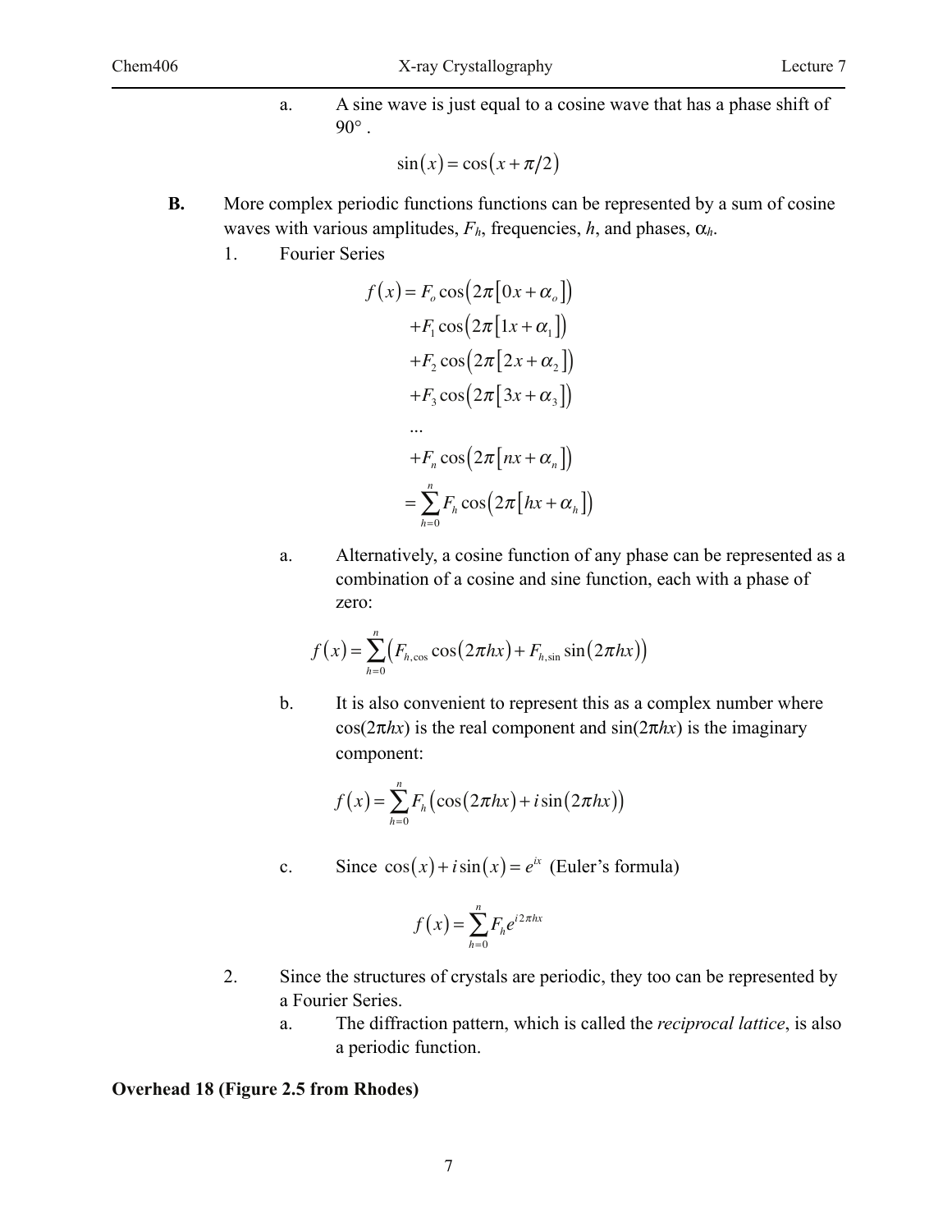a. A sine wave is just equal to a cosine wave that has a phase shift of 90° .

$$\sin(x) = \cos(x + \pi/2)$$

**B.** More complex periodic functions functions can be represented by a sum of cosine waves with various amplitudes, $F_h$, frequencies, $h$, and phases, $\alpha_h$.

1. Fourier Series

$$
\begin{aligned}
f(x) &= F_o \cos\left(2\pi\left[0x + \alpha_o\right]\right) \\
&\quad + F_1 \cos\left(2\pi\left[1x + \alpha_1\right]\right) \\
&\quad + F_2 \cos\left(2\pi\left[2x + \alpha_2\right]\right) \\
&\quad + F_3 \cos\left(2\pi\left[3x + \alpha_3\right]\right) \\
&\quad \ldots \\
&\quad + F_n \cos\left(2\pi\left[nx + \alpha_n\right]\right) \\
&= \sum_{h=0}^{n} F_h \cos\left(2\pi\left[hx + \alpha_h\right]\right)
\end{aligned}
$$

a. Alternatively, a cosine function of any phase can be represented as a combination of a cosine and sine function, each with a phase of zero:

$$f(x) = \sum_{h=0}^{n} \left(F_{h,\cos} \cos(2\pi hx) + F_{h,\sin} \sin(2\pi hx)\right)$$

b. It is also convenient to represent this as a complex number where $\cos(2\pi hx)$ is the real component and $\sin(2\pi hx)$ is the imaginary component:

$$f(x) = \sum_{h=0}^{n} F_h \left(\cos(2\pi hx) + i \sin(2\pi hx)\right)$$

c. Since $\cos(x) + i\sin(x) = e^{ix}$ (Euler's formula)

$$f(x) = \sum_{h=0}^{n} F_h e^{i2\pi hx}$$

2. Since the structures of crystals are periodic, they too can be represented by a Fourier Series.

a. The diffraction pattern, which is called the *reciprocal lattice*, is also a periodic function.

**Overhead 18 (Figure 2.5 from Rhodes)**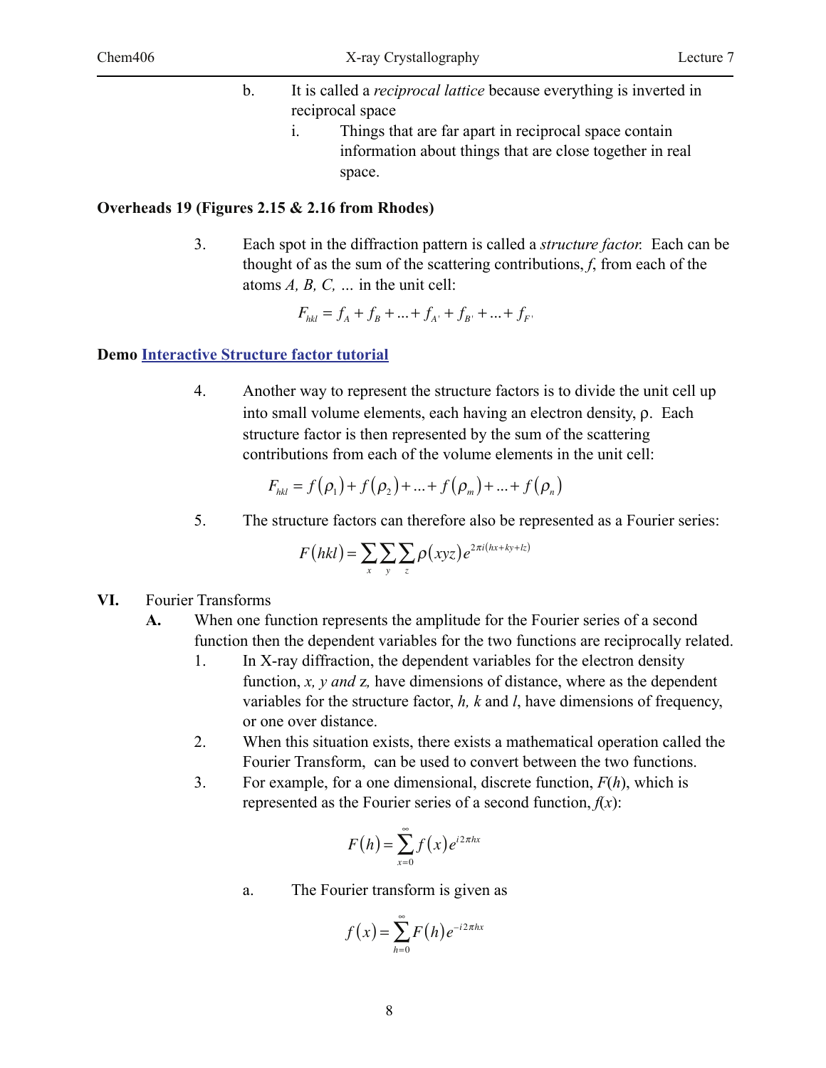b. It is called a *reciprocal lattice* because everything is inverted in reciprocal space

   i. Things that are far apart in reciprocal space contain information about things that are close together in real space.

**Overheads 19 (Figures 2.15 & 2.16 from Rhodes)**

3. Each spot in the diffraction pattern is called a *structure factor.* Each can be thought of as the sum of the scattering contributions, $f$, from each of the atoms $A, B, C, \ldots$ in the unit cell:

$$F_{hkl} = f_A + f_B + \ldots + f_{A'} + f_{B'} + \ldots + f_{F'}$$

**Demo Interactive Structure factor tutorial**

4. Another way to represent the structure factors is to divide the unit cell up into small volume elements, each having an electron density, $\rho$. Each structure factor is then represented by the sum of the scattering contributions from each of the volume elements in the unit cell:

$$F_{hkl} = f(\rho_1) + f(\rho_2) + \ldots + f(\rho_m) + \ldots + f(\rho_n)$$

5. The structure factors can therefore also be represented as a Fourier series:

$$F(hkl) = \sum_x \sum_y \sum_z \rho(xyz) e^{2\pi i(hx+ky+lz)}$$

**VI.** Fourier Transforms

**A.** When one function represents the amplitude for the Fourier series of a second function then the dependent variables for the two functions are reciprocally related.

1. In X-ray diffraction, the dependent variables for the electron density function, *x, y and* z, have dimensions of distance, where as the dependent variables for the structure factor, *h, k* and *l*, have dimensions of frequency, or one over distance.
2. When this situation exists, there exists a mathematical operation called the Fourier Transform, can be used to convert between the two functions.
3. For example, for a one dimensional, discrete function, $F(h)$, which is represented as the Fourier series of a second function, $f(x)$:

$$F(h) = \sum_{x=0}^{\infty} f(x) e^{i2\pi hx}$$

   a. The Fourier transform is given as

$$f(x) = \sum_{h=0}^{\infty} F(h) e^{-i2\pi hx}$$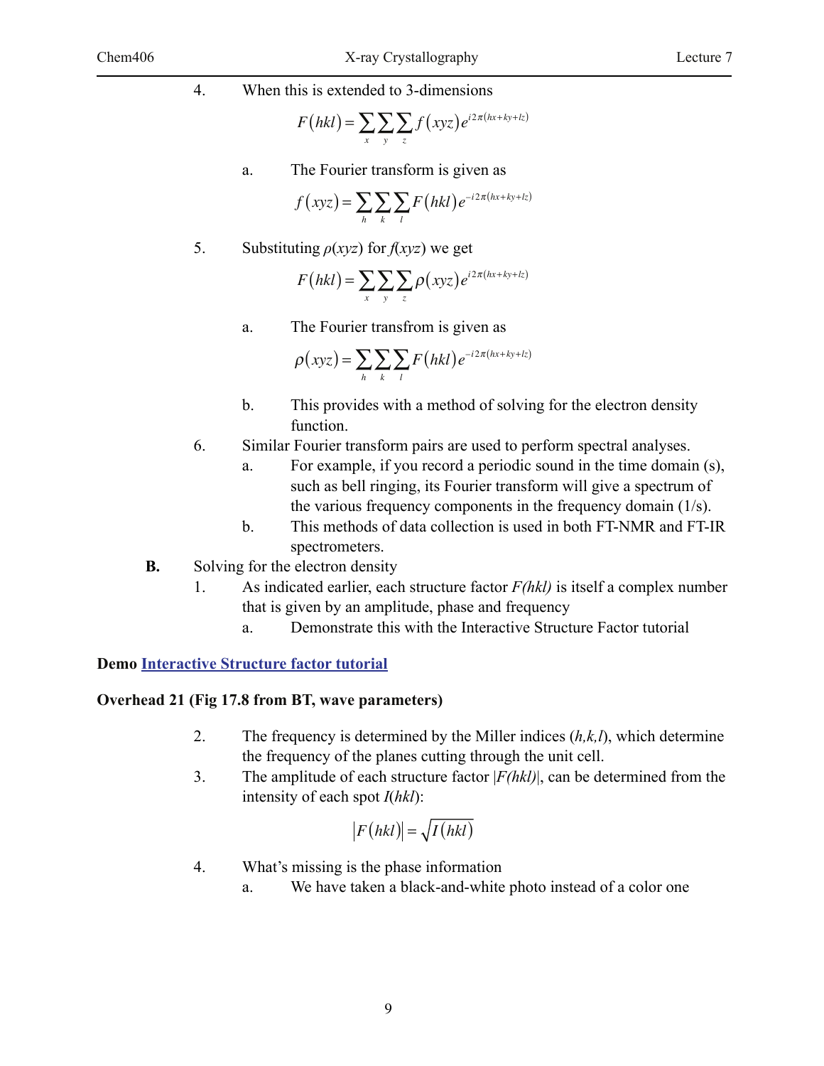4. When this is extended to 3-dimensions

$$F(hkl) = \sum_x \sum_y \sum_z f(xyz) e^{i2\pi(hx+ky+lz)}$$

   a. The Fourier transform is given as

$$f(xyz) = \sum_h \sum_k \sum_l F(hkl) e^{-i2\pi(hx+ky+lz)}$$

5. Substituting $\rho(xyz)$ for $f(xyz)$ we get

$$F(hkl) = \sum_x \sum_y \sum_z \rho(xyz) e^{i2\pi(hx+ky+lz)}$$

   a. The Fourier transfrom is given as

$$\rho(xyz) = \sum_h \sum_k \sum_l F(hkl) e^{-i2\pi(hx+ky+lz)}$$

   b. This provides with a method of solving for the electron density function.

6. Similar Fourier transform pairs are used to perform spectral analyses.
   a. For example, if you record a periodic sound in the time domain (s), such as bell ringing, its Fourier transform will give a spectrum of the various frequency components in the frequency domain (1/s).
   b. This methods of data collection is used in both FT-NMR and FT-IR spectrometers.

**B.** Solving for the electron density

1. As indicated earlier, each structure factor *F(hkl)* is itself a complex number that is given by an amplitude, phase and frequency
   a. Demonstrate this with the Interactive Structure Factor tutorial

**Demo Interactive Structure factor tutorial**

**Overhead 21 (Fig 17.8 from BT, wave parameters)**

2. The frequency is determined by the Miller indices ($h,k,l$), which determine the frequency of the planes cutting through the unit cell.
3. The amplitude of each structure factor $|F(hkl)|$, can be determined from the intensity of each spot $I(hkl)$:

$$|F(hkl)| = \sqrt{I(hkl)}$$

4. What's missing is the phase information
   a. We have taken a black-and-white photo instead of a color one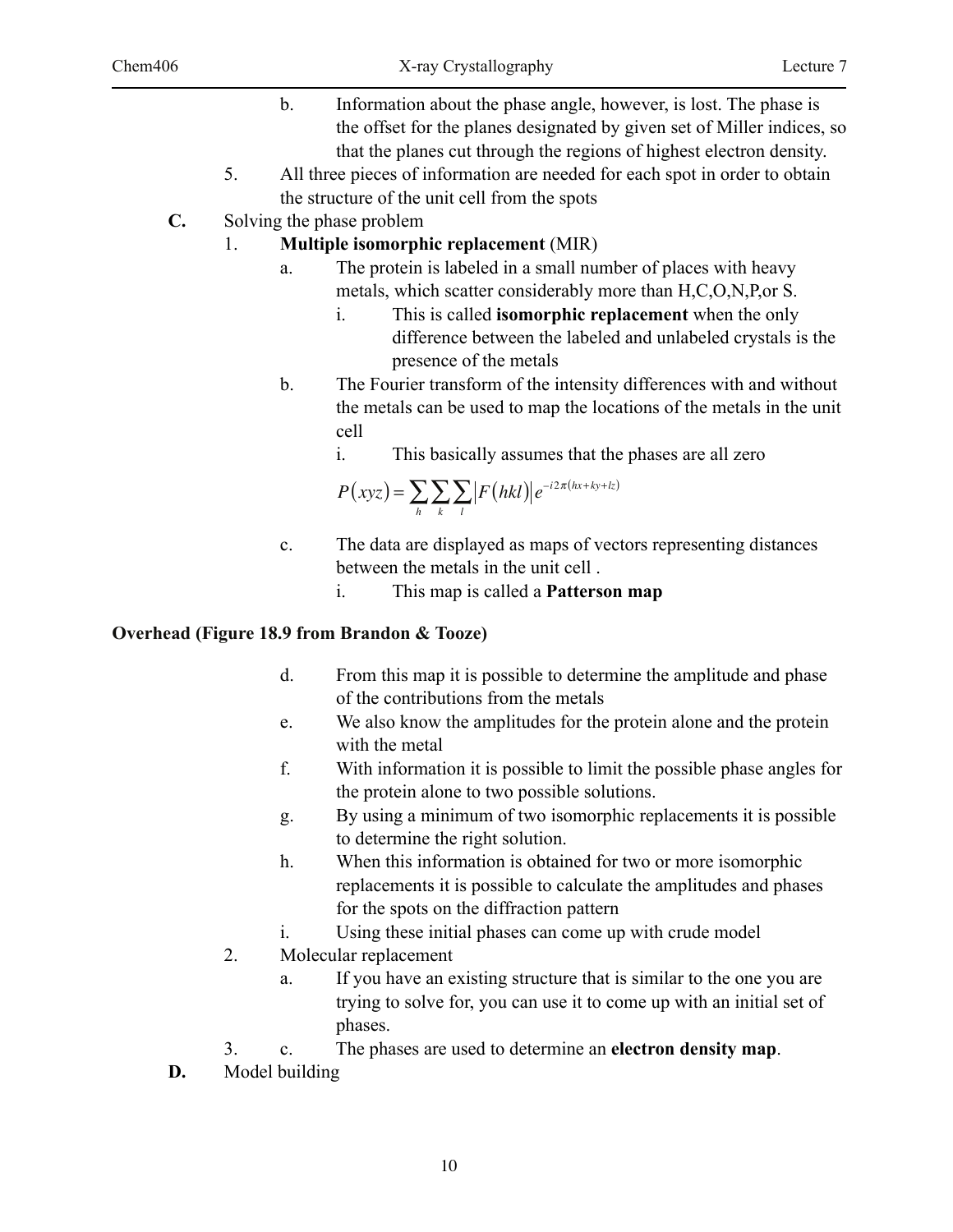b. Information about the phase angle, however, is lost. The phase is the offset for the planes designated by given set of Miller indices, so that the planes cut through the regions of highest electron density.

5. All three pieces of information are needed for each spot in order to obtain the structure of the unit cell from the spots

**C.** Solving the phase problem

1. **Multiple isomorphic replacement** (MIR)
   - a. The protein is labeled in a small number of places with heavy metals, which scatter considerably more than H,C,O,N,P,or S.
     - i. This is called **isomorphic replacement** when the only difference between the labeled and unlabeled crystals is the presence of the metals
   - b. The Fourier transform of the intensity differences with and without the metals can be used to map the locations of the metals in the unit cell
     - i. This basically assumes that the phases are all zero

       $$P(xyz) = \sum_h \sum_k \sum_l |F(hkl)| e^{-i2\pi(hx+ky+lz)}$$

   - c. The data are displayed as maps of vectors representing distances between the metals in the unit cell .
     - i. This map is called a **Patterson map**

**Overhead (Figure 18.9 from Brandon & Tooze)**

   - d. From this map it is possible to determine the amplitude and phase of the contributions from the metals
   - e. We also know the amplitudes for the protein alone and the protein with the metal
   - f. With information it is possible to limit the possible phase angles for the protein alone to two possible solutions.
   - g. By using a minimum of two isomorphic replacements it is possible to determine the right solution.
   - h. When this information is obtained for two or more isomorphic replacements it is possible to calculate the amplitudes and phases for the spots on the diffraction pattern
   - i. Using these initial phases can come up with crude model

2. Molecular replacement
   - a. If you have an existing structure that is similar to the one you are trying to solve for, you can use it to come up with an initial set of phases.

3. c. The phases are used to determine an **electron density map**.

**D.** Model building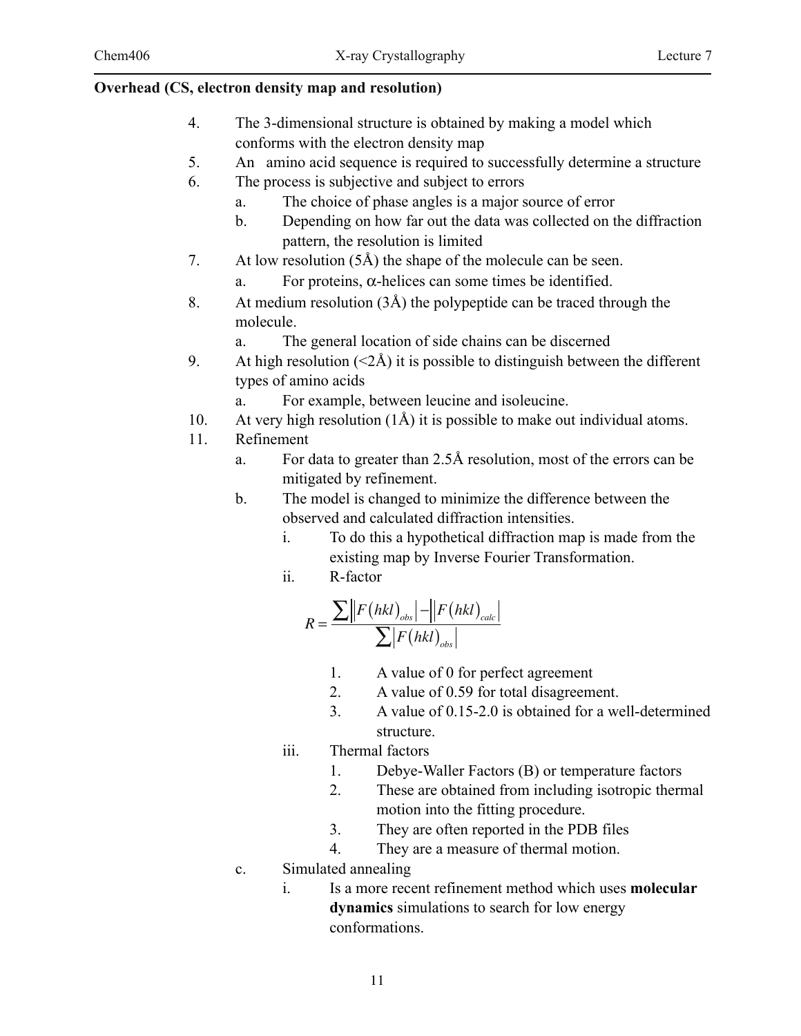**Overhead (CS, electron density map and resolution)**

4. The 3-dimensional structure is obtained by making a model which conforms with the electron density map
5. An amino acid sequence is required to successfully determine a structure
6. The process is subjective and subject to errors
   a. The choice of phase angles is a major source of error
   b. Depending on how far out the data was collected on the diffraction pattern, the resolution is limited
7. At low resolution (5Å) the shape of the molecule can be seen.
   a. For proteins, α-helices can some times be identified.
8. At medium resolution (3Å) the polypeptide can be traced through the molecule.
   a. The general location of side chains can be discerned
9. At high resolution (<2Å) it is possible to distinguish between the different types of amino acids
   a. For example, between leucine and isoleucine.
10. At very high resolution (1Å) it is possible to make out individual atoms.
11. Refinement
    a. For data to greater than 2.5Å resolution, most of the errors can be mitigated by refinement.
    b. The model is changed to minimize the difference between the observed and calculated diffraction intensities.
       i. To do this a hypothetical diffraction map is made from the existing map by Inverse Fourier Transformation.
       ii. R-factor

$$R = \frac{\sum \left| \left| F(hkl)_{obs} \right| - \left| F(hkl)_{calc} \right| \right|}{\sum \left| F(hkl)_{obs} \right|}$$

          1. A value of 0 for perfect agreement
          2. A value of 0.59 for total disagreement.
          3. A value of 0.15-2.0 is obtained for a well-determined structure.
       iii. Thermal factors
          1. Debye-Waller Factors (B) or temperature factors
          2. These are obtained from including isotropic thermal motion into the fitting procedure.
          3. They are often reported in the PDB files
          4. They are a measure of thermal motion.
    c. Simulated annealing
       i. Is a more recent refinement method which uses **molecular dynamics** simulations to search for low energy conformations.